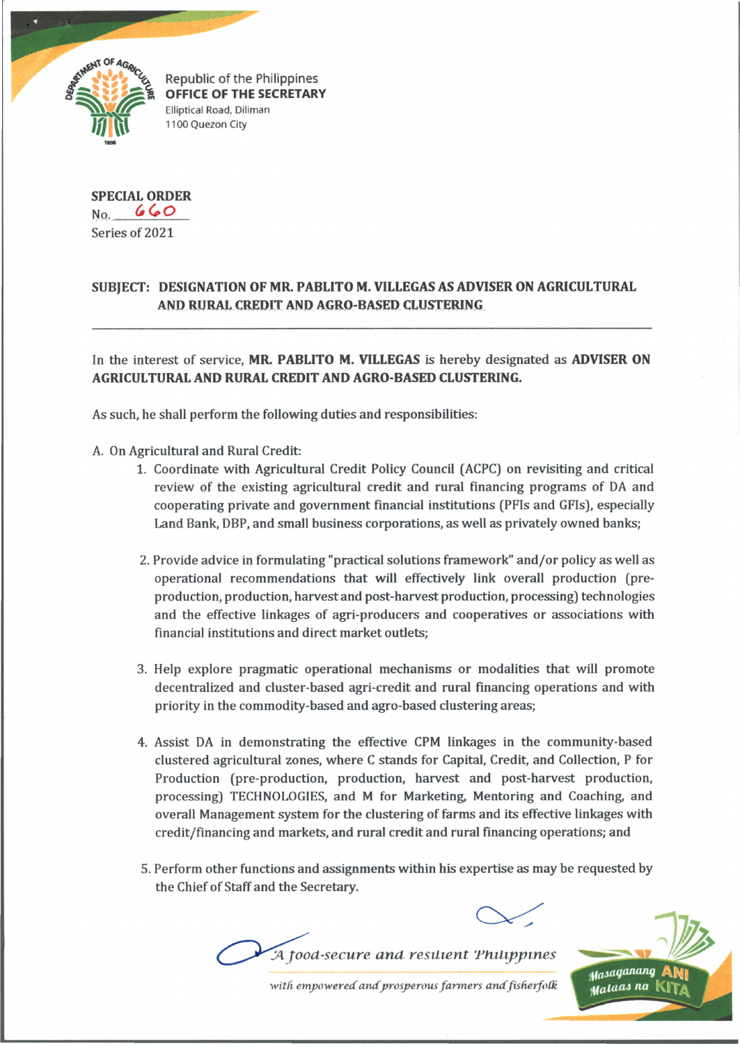Republic of the Philippines
**OFFICE OF THE SECRETARY**
Elliptical Road, Diliman
1100 Quezon City

**SPECIAL ORDER**
No. 660
Series of 2021

**SUBJECT: DESIGNATION OF MR. PABLITO M. VILLEGAS AS ADVISER ON AGRICULTURAL AND RURAL CREDIT AND AGRO-BASED CLUSTERING**

---

In the interest of service, **MR. PABLITO M. VILLEGAS** is hereby designated as **ADVISER ON AGRICULTURAL AND RURAL CREDIT AND AGRO-BASED CLUSTERING.**

As such, he shall perform the following duties and responsibilities:

A. On Agricultural and Rural Credit:

1. Coordinate with Agricultural Credit Policy Council (ACPC) on revisiting and critical review of the existing agricultural credit and rural financing programs of DA and cooperating private and government financial institutions (PFIs and GFIs), especially Land Bank, DBP, and small business corporations, as well as privately owned banks;

2. Provide advice in formulating "practical solutions framework" and/or policy as well as operational recommendations that will effectively link overall production (pre-production, production, harvest and post-harvest production, processing) technologies and the effective linkages of agri-producers and cooperatives or associations with financial institutions and direct market outlets;

3. Help explore pragmatic operational mechanisms or modalities that will promote decentralized and cluster-based agri-credit and rural financing operations and with priority in the commodity-based and agro-based clustering areas;

4. Assist DA in demonstrating the effective CPM linkages in the community-based clustered agricultural zones, where C stands for Capital, Credit, and Collection, P for Production (pre-production, production, harvest and post-harvest production, processing) TECHNOLOGIES, and M for Marketing, Mentoring and Coaching, and overall Management system for the clustering of farms and its effective linkages with credit/financing and markets, and rural credit and rural financing operations; and

5. Perform other functions and assignments within his expertise as may be requested by the Chief of Staff and the Secretary.

*A food-secure and resilient Philippines*
*with empowered and prosperous farmers and fisherfolk*

Masaganang ANI Mataas na KITA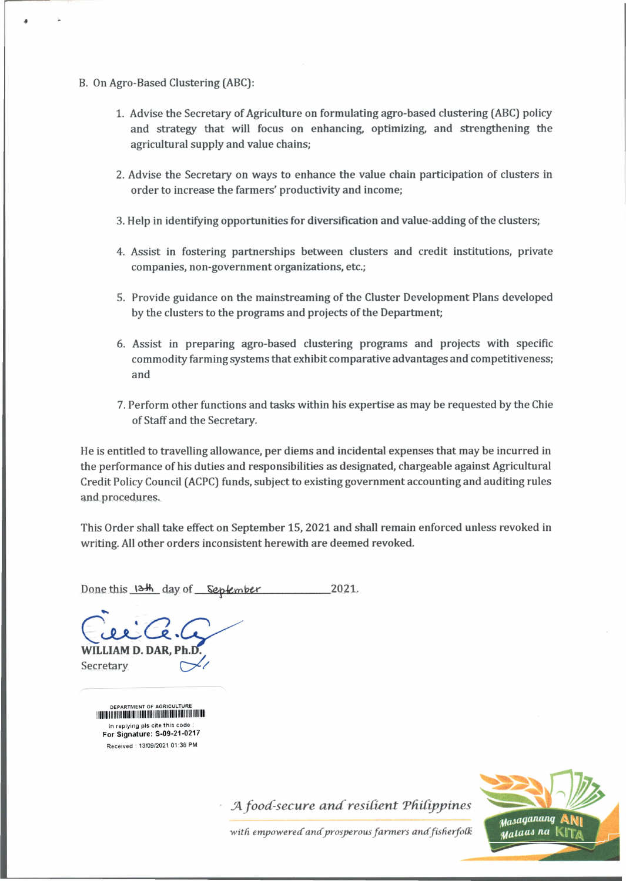B. On Agro-Based Clustering (ABC):

1. Advise the Secretary of Agriculture on formulating agro-based clustering (ABC) policy and strategy that will focus on enhancing, optimizing, and strengthening the agricultural supply and value chains;

2. Advise the Secretary on ways to enhance the value chain participation of clusters in order to increase the farmers' productivity and income;

3. Help in identifying opportunities for diversification and value-adding of the clusters;

4. Assist in fostering partnerships between clusters and credit institutions, private companies, non-government organizations, etc.;

5. Provide guidance on the mainstreaming of the Cluster Development Plans developed by the clusters to the programs and projects of the Department;

6. Assist in preparing agro-based clustering programs and projects with specific commodity farming systems that exhibit comparative advantages and competitiveness; and

7. Perform other functions and tasks within his expertise as may be requested by the Chie of Staff and the Secretary.

He is entitled to travelling allowance, per diems and incidental expenses that may be incurred in the performance of his duties and responsibilities as designated, chargeable against Agricultural Credit Policy Council (ACPC) funds, subject to existing government accounting and auditing rules and procedures.

This Order shall take effect on September 15, 2021 and shall remain enforced unless revoked in writing. All other orders inconsistent herewith are deemed revoked.

Done this 13th day of September 2021.

**WILLIAM D. DAR, Ph.D.**
Secretary

DEPARTMENT OF AGRICULTURE
in replying pls cite this code :
For Signature: **S-09-21-0217**
Received : 13/09/2021 01:38 PM

*A food-secure and resilient Philippines*
*with empowered and prosperous farmers and fisherfolk*

Masaganang ANI Mataas na KITA